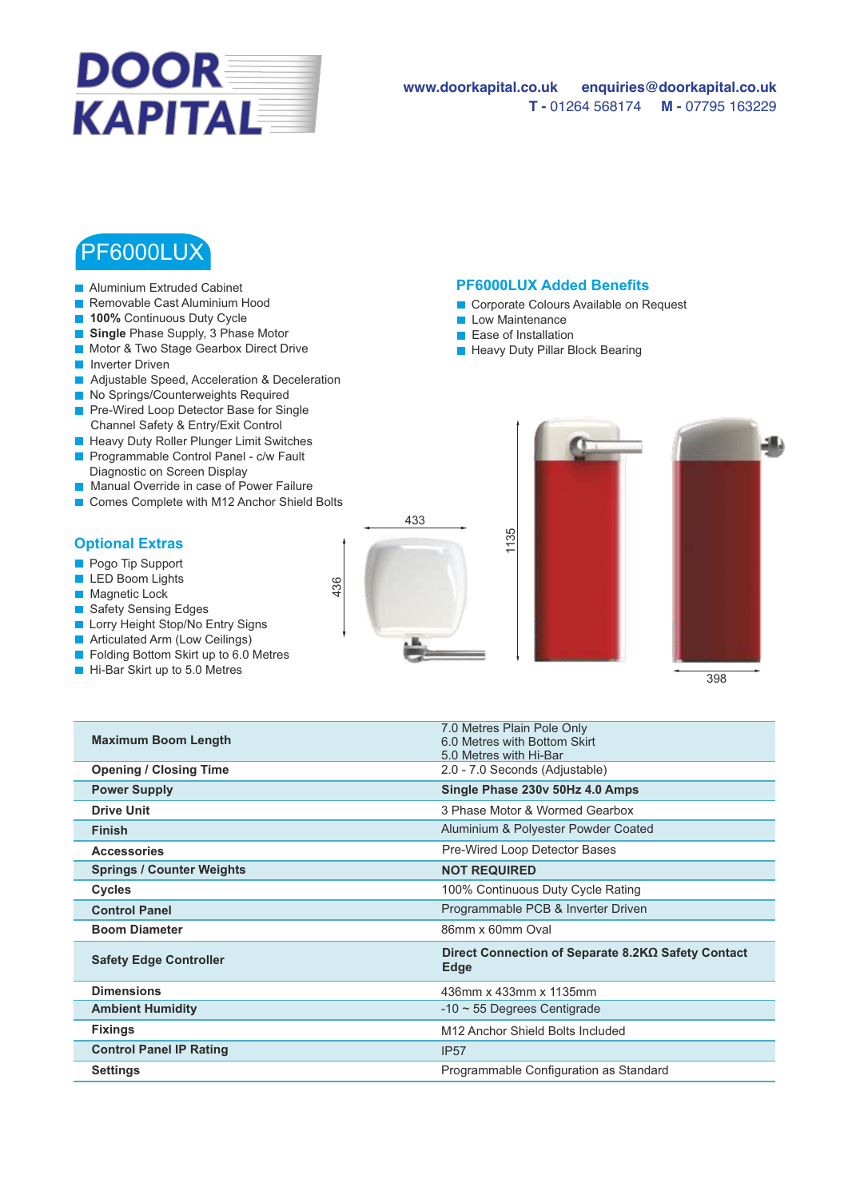# DOOR KAPITAL

www.doorkapital.co.uk enquiries@doorkapital.co.uk
**T -** 01264 568174 **M -** 07795 163229

## PF6000LUX

- Aluminium Extruded Cabinet
- Removable Cast Aluminium Hood
- **100%** Continuous Duty Cycle
- **Single** Phase Supply, 3 Phase Motor
- Motor & Two Stage Gearbox Direct Drive
- Inverter Driven
- Adjustable Speed, Acceleration & Deceleration
- No Springs/Counterweights Required
- Pre-Wired Loop Detector Base for Single Channel Safety & Entry/Exit Control
- Heavy Duty Roller Plunger Limit Switches
- Programmable Control Panel - c/w Fault Diagnostic on Screen Display
- Manual Override in case of Power Failure
- Comes Complete with M12 Anchor Shield Bolts

### PF6000LUX Added Benefits

- Corporate Colours Available on Request
- Low Maintenance
- Ease of Installation
- Heavy Duty Pillar Block Bearing

### Optional Extras

- Pogo Tip Support
- LED Boom Lights
- Magnetic Lock
- Safety Sensing Edges
- Lorry Height Stop/No Entry Signs
- Articulated Arm (Low Ceilings)
- Folding Bottom Skirt up to 6.0 Metres
- Hi-Bar Skirt up to 5.0 Metres

433 436 1135 398

| | |
|---|---|
| **Maximum Boom Length** | 7.0 Metres Plain Pole Only<br>6.0 Metres with Bottom Skirt<br>5.0 Metres with Hi-Bar |
| **Opening / Closing Time** | 2.0 - 7.0 Seconds (Adjustable) |
| **Power Supply** | **Single Phase 230v 50Hz 4.0 Amps** |
| **Drive Unit** | 3 Phase Motor & Wormed Gearbox |
| **Finish** | Aluminium & Polyester Powder Coated |
| **Accessories** | Pre-Wired Loop Detector Bases |
| **Springs / Counter Weights** | **NOT REQUIRED** |
| **Cycles** | 100% Continuous Duty Cycle Rating |
| **Control Panel** | Programmable PCB & Inverter Driven |
| **Boom Diameter** | 86mm x 60mm Oval |
| **Safety Edge Controller** | **Direct Connection of Separate 8.2KΩ Safety Contact Edge** |
| **Dimensions** | 436mm x 433mm x 1135mm |
| **Ambient Humidity** | -10 ~ 55 Degrees Centigrade |
| **Fixings** | M12 Anchor Shield Bolts Included |
| **Control Panel IP Rating** | IP57 |
| **Settings** | Programmable Configuration as Standard |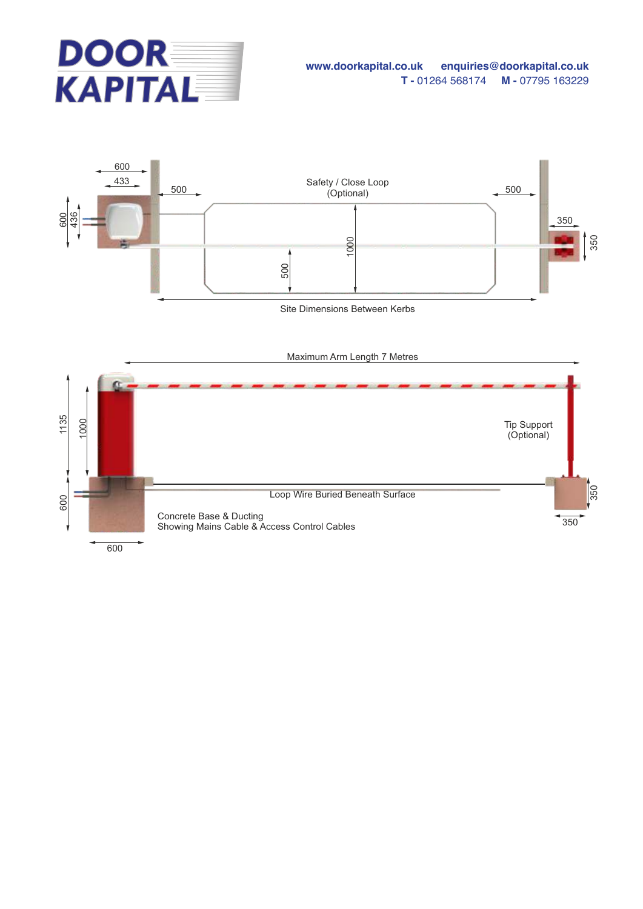# DOOR KAPITAL

www.doorkapital.co.uk enquiries@doorkapital.co.uk
T - 01264 568174 M - 07795 163229

600
433
500
Safety / Close Loop
(Optional)
500
600
436
350
1000
500
350
Site Dimensions Between Kerbs

Maximum Arm Length 7 Metres
1135
1000
Tip Support
(Optional)
Loop Wire Buried Beneath Surface
600
350
Concrete Base & Ducting
Showing Mains Cable & Access Control Cables
350
600